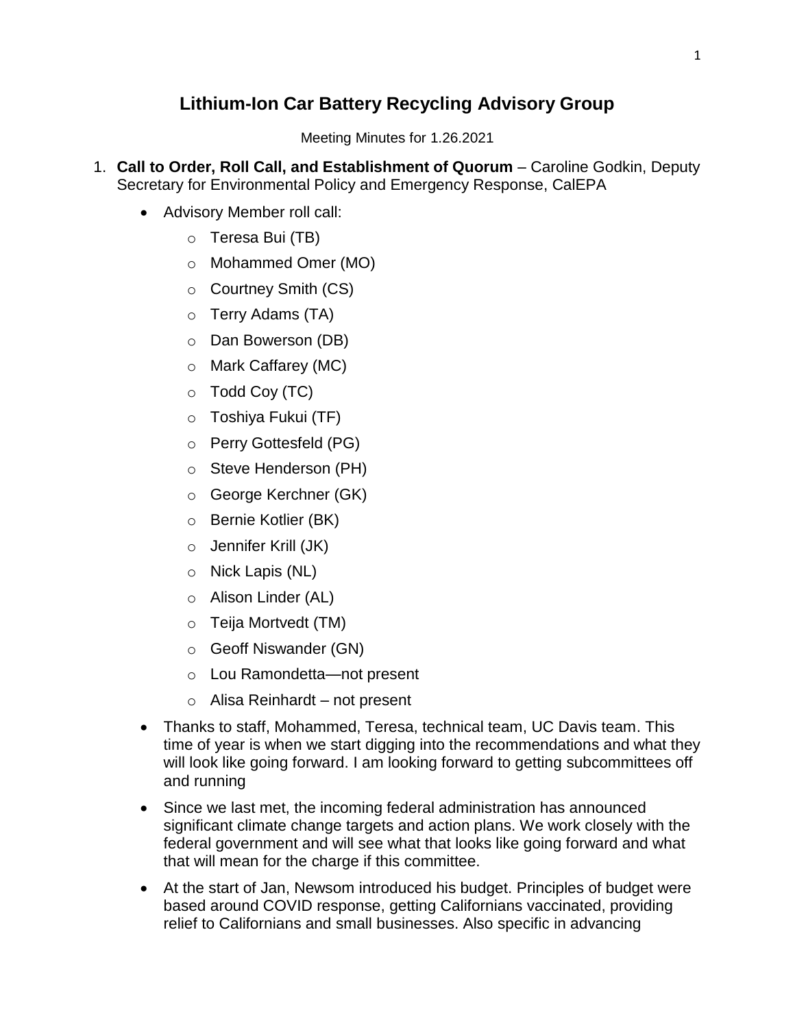# Lithium-Ion Car Battery Recycling Advisory Group

Meeting Minutes for 1.26.2021

1. **Call to Order, Roll Call, and Establishment of Quorum** – Caroline Godkin, Deputy Secretary for Environmental Policy and Emergency Response, CalEPA
   - Advisory Member roll call:
     - Teresa Bui (TB)
     - Mohammed Omer (MO)
     - Courtney Smith (CS)
     - Terry Adams (TA)
     - Dan Bowerson (DB)
     - Mark Caffarey (MC)
     - Todd Coy (TC)
     - Toshiya Fukui (TF)
     - Perry Gottesfeld (PG)
     - Steve Henderson (PH)
     - George Kerchner (GK)
     - Bernie Kotlier (BK)
     - Jennifer Krill (JK)
     - Nick Lapis (NL)
     - Alison Linder (AL)
     - Teija Mortvedt (TM)
     - Geoff Niswander (GN)
     - Lou Ramondetta—not present
     - Alisa Reinhardt – not present
   - Thanks to staff, Mohammed, Teresa, technical team, UC Davis team. This time of year is when we start digging into the recommendations and what they will look like going forward. I am looking forward to getting subcommittees off and running
   - Since we last met, the incoming federal administration has announced significant climate change targets and action plans. We work closely with the federal government and will see what that looks like going forward and what that will mean for the charge if this committee.
   - At the start of Jan, Newsom introduced his budget. Principles of budget were based around COVID response, getting Californians vaccinated, providing relief to Californians and small businesses. Also specific in advancing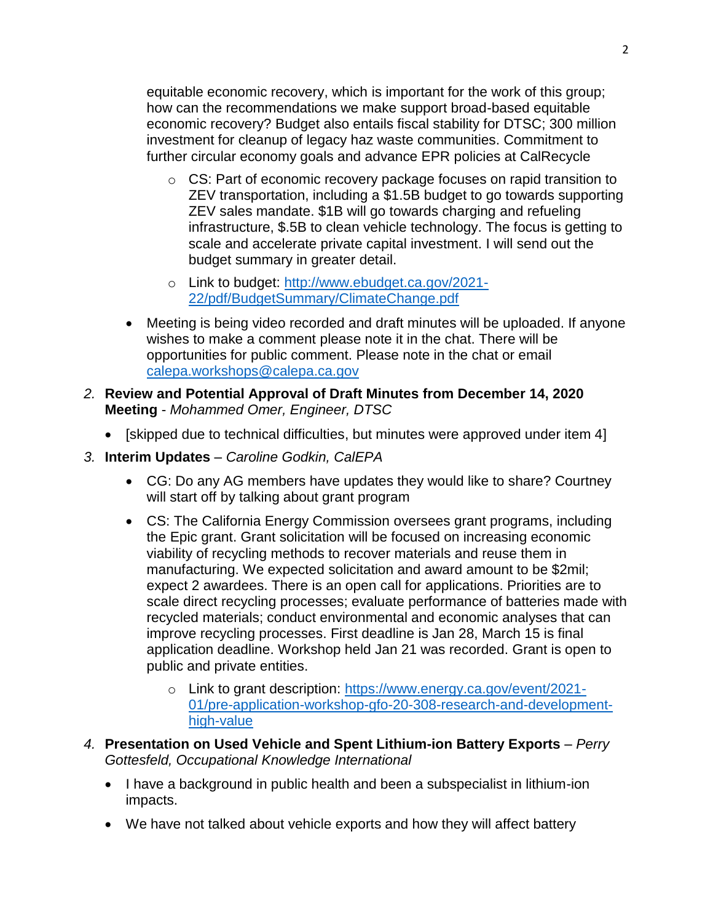equitable economic recovery, which is important for the work of this group; how can the recommendations we make support broad-based equitable economic recovery? Budget also entails fiscal stability for DTSC; 300 million investment for cleanup of legacy haz waste communities. Commitment to further circular economy goals and advance EPR policies at CalRecycle

  - CS: Part of economic recovery package focuses on rapid transition to ZEV transportation, including a $1.5B budget to go towards supporting ZEV sales mandate. $1B will go towards charging and refueling infrastructure, $.5B to clean vehicle technology. The focus is getting to scale and accelerate private capital investment. I will send out the budget summary in greater detail.
  - Link to budget: [http://www.ebudget.ca.gov/2021-22/pdf/BudgetSummary/ClimateChange.pdf](http://www.ebudget.ca.gov/2021-22/pdf/BudgetSummary/ClimateChange.pdf)

- Meeting is being video recorded and draft minutes will be uploaded. If anyone wishes to make a comment please note it in the chat. There will be opportunities for public comment. Please note in the chat or email [calepa.workshops@calepa.ca.gov](mailto:calepa.workshops@calepa.ca.gov)

2. ***Review and Potential Approval of Draft Minutes from December 14, 2020 Meeting*** - *Mohammed Omer, Engineer, DTSC*
   - [skipped due to technical difficulties, but minutes were approved under item 4]

3. ***Interim Updates*** – *Caroline Godkin, CalEPA*
   - CG: Do any AG members have updates they would like to share? Courtney will start off by talking about grant program
   - CS: The California Energy Commission oversees grant programs, including the Epic grant. Grant solicitation will be focused on increasing economic viability of recycling methods to recover materials and reuse them in manufacturing. We expected solicitation and award amount to be $2mil; expect 2 awardees. There is an open call for applications. Priorities are to scale direct recycling processes; evaluate performance of batteries made with recycled materials; conduct environmental and economic analyses that can improve recycling processes. First deadline is Jan 28, March 15 is final application deadline. Workshop held Jan 21 was recorded. Grant is open to public and private entities.
     - Link to grant description: [https://www.energy.ca.gov/event/2021-01/pre-application-workshop-gfo-20-308-research-and-development-high-value](https://www.energy.ca.gov/event/2021-01/pre-application-workshop-gfo-20-308-research-and-development-high-value)

4. ***Presentation on Used Vehicle and Spent Lithium-ion Battery Exports*** – *Perry Gottesfeld, Occupational Knowledge International*
   - I have a background in public health and been a subspecialist in lithium-ion impacts.
   - We have not talked about vehicle exports and how they will affect battery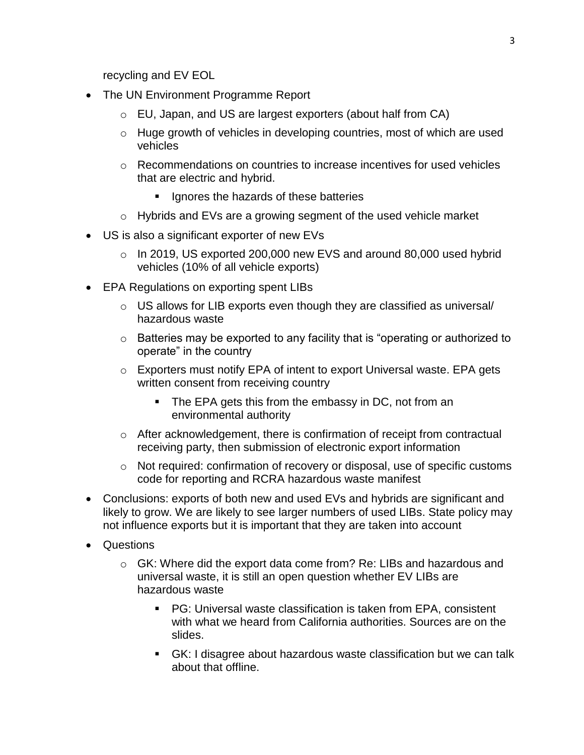recycling and EV EOL

- The UN Environment Programme Report
    - EU, Japan, and US are largest exporters (about half from CA)
    - Huge growth of vehicles in developing countries, most of which are used vehicles
    - Recommendations on countries to increase incentives for used vehicles that are electric and hybrid.
        - Ignores the hazards of these batteries
    - Hybrids and EVs are a growing segment of the used vehicle market
- US is also a significant exporter of new EVs
    - In 2019, US exported 200,000 new EVS and around 80,000 used hybrid vehicles (10% of all vehicle exports)
- EPA Regulations on exporting spent LIBs
    - US allows for LIB exports even though they are classified as universal/ hazardous waste
    - Batteries may be exported to any facility that is "operating or authorized to operate" in the country
    - Exporters must notify EPA of intent to export Universal waste. EPA gets written consent from receiving country
        - The EPA gets this from the embassy in DC, not from an environmental authority
    - After acknowledgement, there is confirmation of receipt from contractual receiving party, then submission of electronic export information
    - Not required: confirmation of recovery or disposal, use of specific customs code for reporting and RCRA hazardous waste manifest
- Conclusions: exports of both new and used EVs and hybrids are significant and likely to grow. We are likely to see larger numbers of used LIBs. State policy may not influence exports but it is important that they are taken into account
- Questions
    - GK: Where did the export data come from? Re: LIBs and hazardous and universal waste, it is still an open question whether EV LIBs are hazardous waste
        - PG: Universal waste classification is taken from EPA, consistent with what we heard from California authorities. Sources are on the slides.
        - GK: I disagree about hazardous waste classification but we can talk about that offline.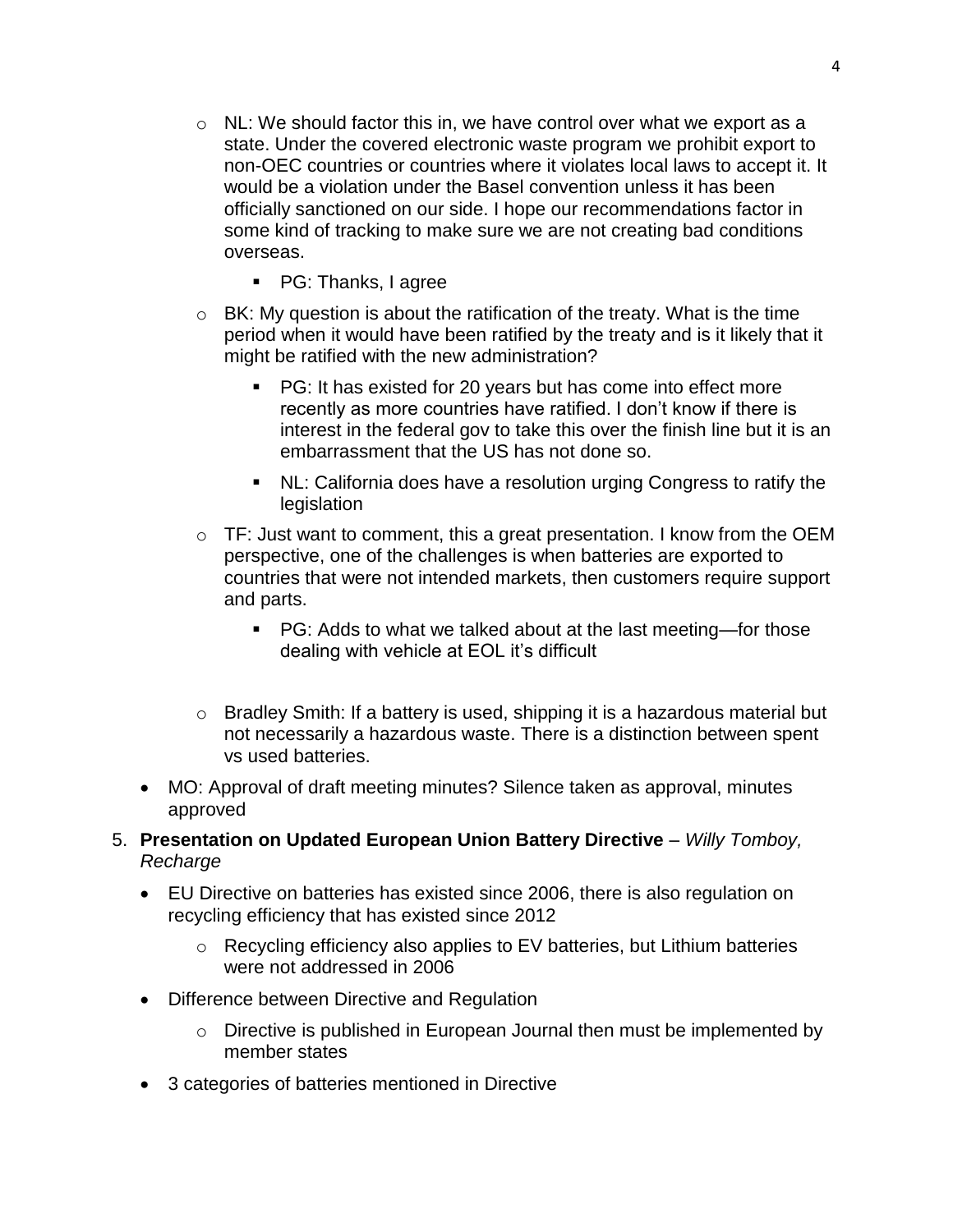- NL: We should factor this in, we have control over what we export as a state. Under the covered electronic waste program we prohibit export to non-OEC countries or countries where it violates local laws to accept it. It would be a violation under the Basel convention unless it has been officially sanctioned on our side. I hope our recommendations factor in some kind of tracking to make sure we are not creating bad conditions overseas.
    - PG: Thanks, I agree
  - BK: My question is about the ratification of the treaty. What is the time period when it would have been ratified by the treaty and is it likely that it might be ratified with the new administration?
    - PG: It has existed for 20 years but has come into effect more recently as more countries have ratified. I don't know if there is interest in the federal gov to take this over the finish line but it is an embarrassment that the US has not done so.
    - NL: California does have a resolution urging Congress to ratify the legislation
  - TF: Just want to comment, this a great presentation. I know from the OEM perspective, one of the challenges is when batteries are exported to countries that were not intended markets, then customers require support and parts.
    - PG: Adds to what we talked about at the last meeting—for those dealing with vehicle at EOL it's difficult
  - Bradley Smith: If a battery is used, shipping it is a hazardous material but not necessarily a hazardous waste. There is a distinction between spent vs used batteries.
- MO: Approval of draft meeting minutes? Silence taken as approval, minutes approved

5. **Presentation on Updated European Union Battery Directive** – *Willy Tomboy, Recharge*
   - EU Directive on batteries has existed since 2006, there is also regulation on recycling efficiency that has existed since 2012
     - Recycling efficiency also applies to EV batteries, but Lithium batteries were not addressed in 2006
   - Difference between Directive and Regulation
     - Directive is published in European Journal then must be implemented by member states
   - 3 categories of batteries mentioned in Directive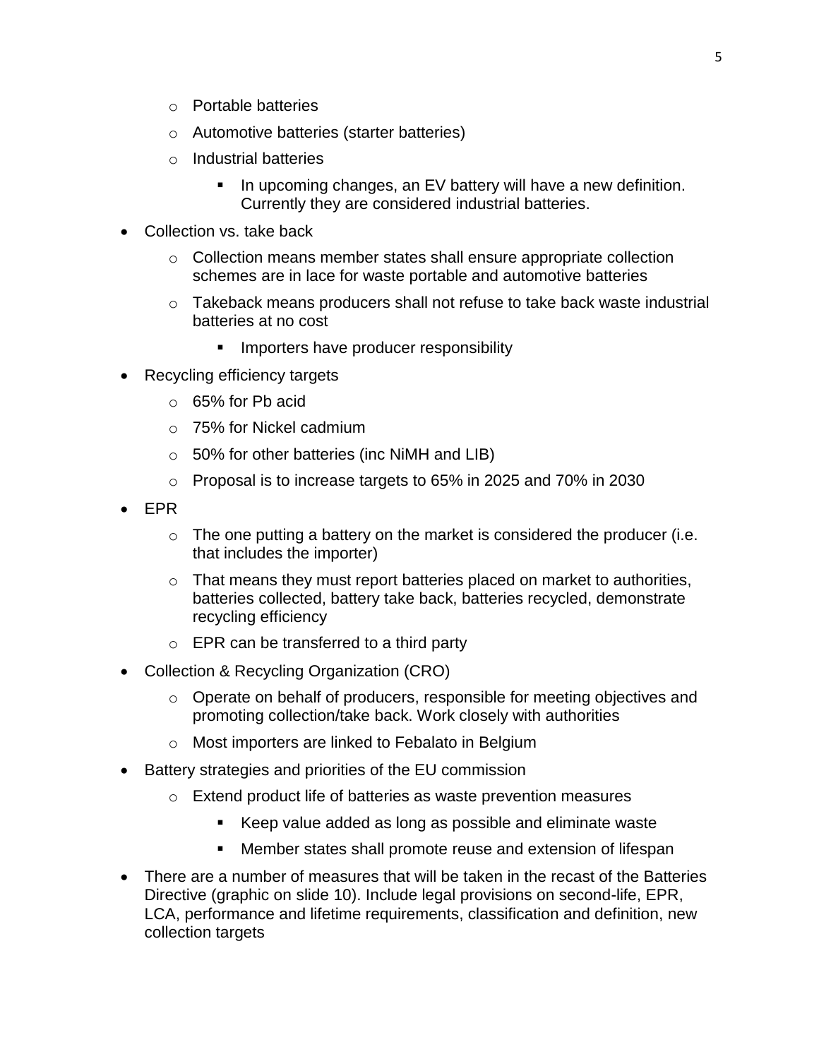- Portable batteries
- Automotive batteries (starter batteries)
- Industrial batteries
  - In upcoming changes, an EV battery will have a new definition. Currently they are considered industrial batteries.

- Collection vs. take back
  - Collection means member states shall ensure appropriate collection schemes are in lace for waste portable and automotive batteries
  - Takeback means producers shall not refuse to take back waste industrial batteries at no cost
    - Importers have producer responsibility
- Recycling efficiency targets
  - 65% for Pb acid
  - 75% for Nickel cadmium
  - 50% for other batteries (inc NiMH and LIB)
  - Proposal is to increase targets to 65% in 2025 and 70% in 2030
- EPR
  - The one putting a battery on the market is considered the producer (i.e. that includes the importer)
  - That means they must report batteries placed on market to authorities, batteries collected, battery take back, batteries recycled, demonstrate recycling efficiency
  - EPR can be transferred to a third party
- Collection & Recycling Organization (CRO)
  - Operate on behalf of producers, responsible for meeting objectives and promoting collection/take back. Work closely with authorities
  - Most importers are linked to Febalato in Belgium
- Battery strategies and priorities of the EU commission
  - Extend product life of batteries as waste prevention measures
    - Keep value added as long as possible and eliminate waste
    - Member states shall promote reuse and extension of lifespan
- There are a number of measures that will be taken in the recast of the Batteries Directive (graphic on slide 10). Include legal provisions on second-life, EPR, LCA, performance and lifetime requirements, classification and definition, new collection targets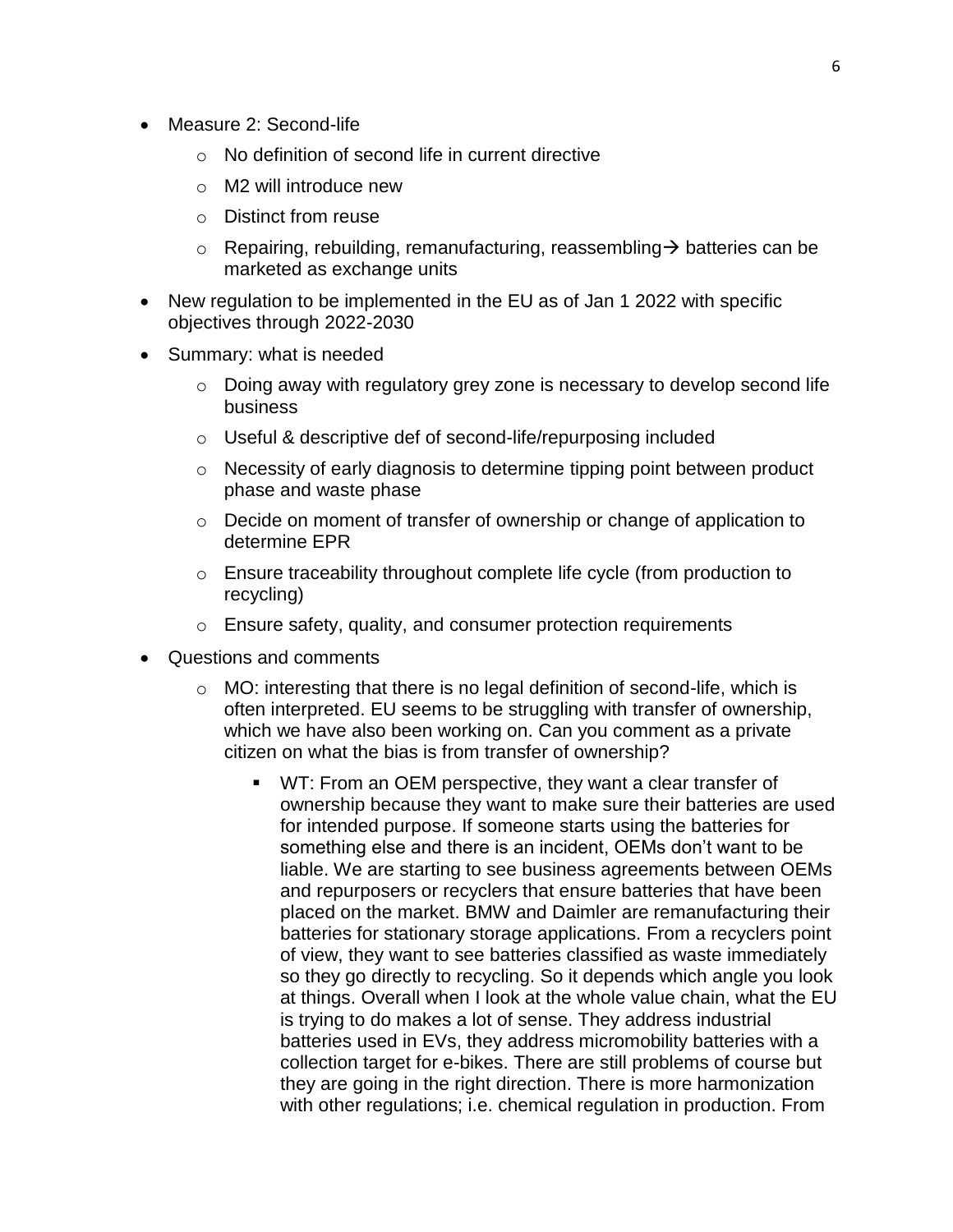- Measure 2: Second-life
  - No definition of second life in current directive
  - M2 will introduce new
  - Distinct from reuse
  - Repairing, rebuilding, remanufacturing, reassembling→ batteries can be marketed as exchange units
- New regulation to be implemented in the EU as of Jan 1 2022 with specific objectives through 2022-2030
- Summary: what is needed
  - Doing away with regulatory grey zone is necessary to develop second life business
  - Useful & descriptive def of second-life/repurposing included
  - Necessity of early diagnosis to determine tipping point between product phase and waste phase
  - Decide on moment of transfer of ownership or change of application to determine EPR
  - Ensure traceability throughout complete life cycle (from production to recycling)
  - Ensure safety, quality, and consumer protection requirements
- Questions and comments
  - MO: interesting that there is no legal definition of second-life, which is often interpreted. EU seems to be struggling with transfer of ownership, which we have also been working on. Can you comment as a private citizen on what the bias is from transfer of ownership?
    - WT: From an OEM perspective, they want a clear transfer of ownership because they want to make sure their batteries are used for intended purpose. If someone starts using the batteries for something else and there is an incident, OEMs don't want to be liable. We are starting to see business agreements between OEMs and repurposers or recyclers that ensure batteries that have been placed on the market. BMW and Daimler are remanufacturing their batteries for stationary storage applications. From a recyclers point of view, they want to see batteries classified as waste immediately so they go directly to recycling. So it depends which angle you look at things. Overall when I look at the whole value chain, what the EU is trying to do makes a lot of sense. They address industrial batteries used in EVs, they address micromobility batteries with a collection target for e-bikes. There are still problems of course but they are going in the right direction. There is more harmonization with other regulations; i.e. chemical regulation in production. From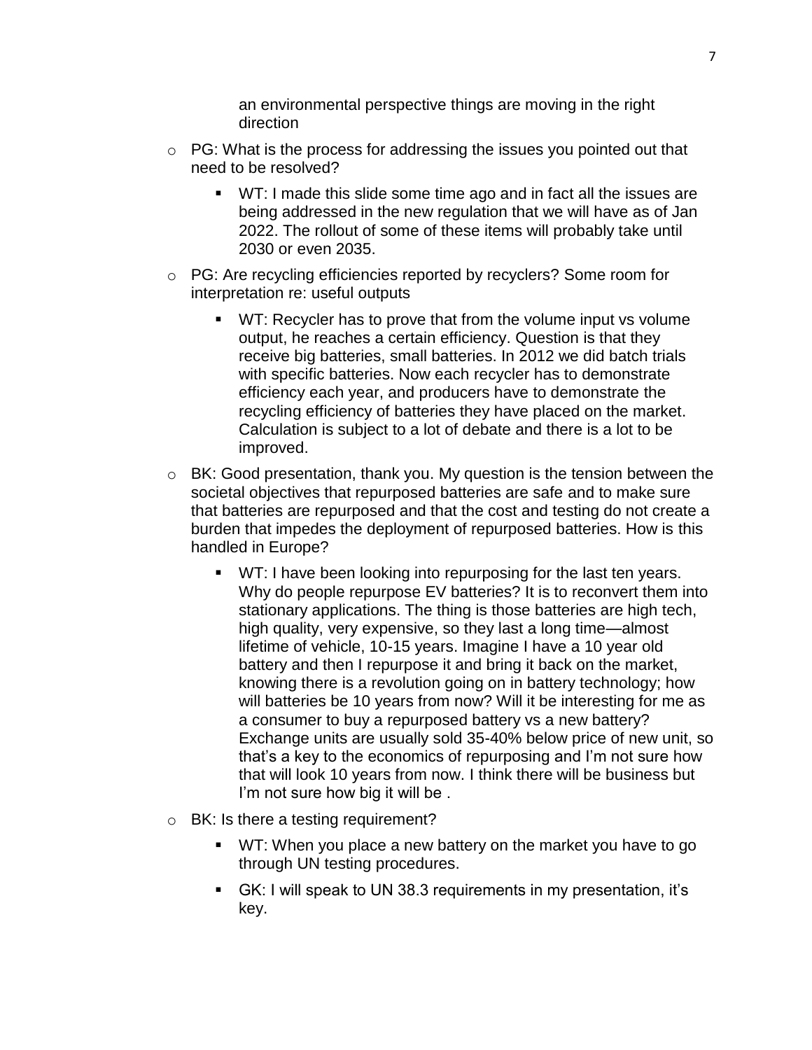- an environmental perspective things are moving in the right direction

- PG: What is the process for addressing the issues you pointed out that need to be resolved?
    - WT: I made this slide some time ago and in fact all the issues are being addressed in the new regulation that we will have as of Jan 2022. The rollout of some of these items will probably take until 2030 or even 2035.
- PG: Are recycling efficiencies reported by recyclers? Some room for interpretation re: useful outputs
    - WT: Recycler has to prove that from the volume input vs volume output, he reaches a certain efficiency. Question is that they receive big batteries, small batteries. In 2012 we did batch trials with specific batteries. Now each recycler has to demonstrate efficiency each year, and producers have to demonstrate the recycling efficiency of batteries they have placed on the market. Calculation is subject to a lot of debate and there is a lot to be improved.
- BK: Good presentation, thank you. My question is the tension between the societal objectives that repurposed batteries are safe and to make sure that batteries are repurposed and that the cost and testing do not create a burden that impedes the deployment of repurposed batteries. How is this handled in Europe?
    - WT: I have been looking into repurposing for the last ten years. Why do people repurpose EV batteries? It is to reconvert them into stationary applications. The thing is those batteries are high tech, high quality, very expensive, so they last a long time—almost lifetime of vehicle, 10-15 years. Imagine I have a 10 year old battery and then I repurpose it and bring it back on the market, knowing there is a revolution going on in battery technology; how will batteries be 10 years from now? Will it be interesting for me as a consumer to buy a repurposed battery vs a new battery? Exchange units are usually sold 35-40% below price of new unit, so that's a key to the economics of repurposing and I'm not sure how that will look 10 years from now. I think there will be business but I'm not sure how big it will be .
- BK: Is there a testing requirement?
    - WT: When you place a new battery on the market you have to go through UN testing procedures.
    - GK: I will speak to UN 38.3 requirements in my presentation, it's key.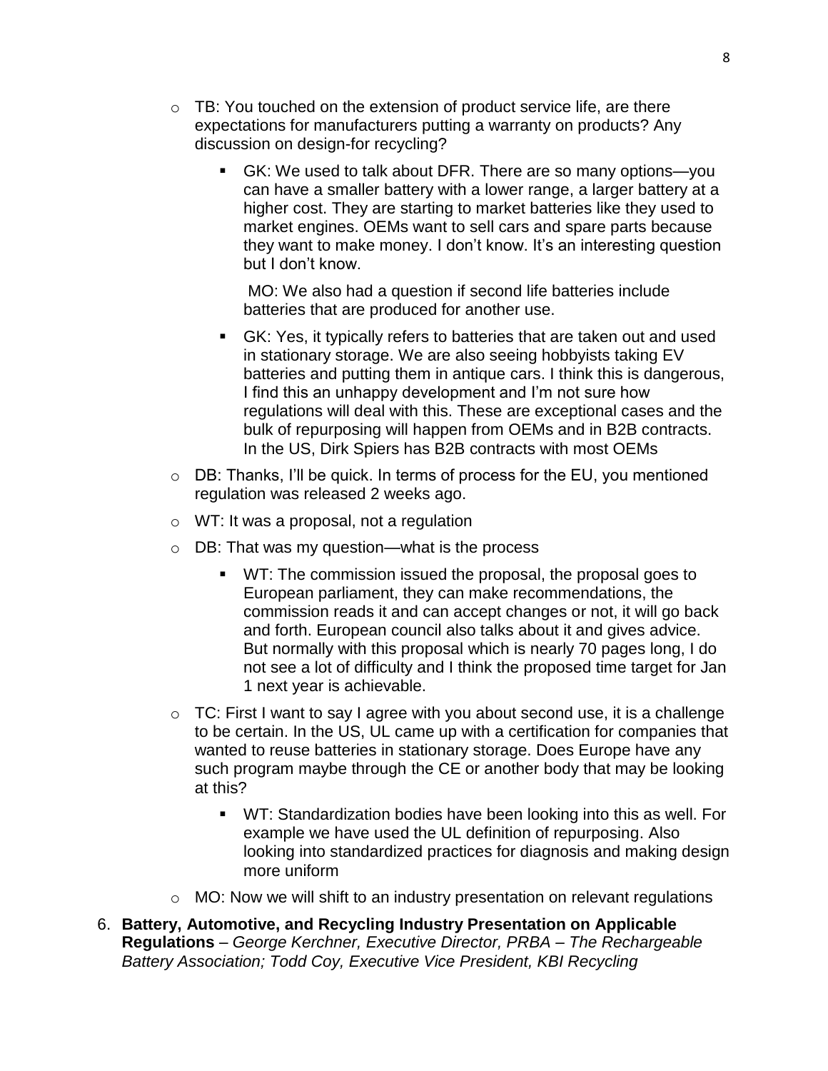- TB: You touched on the extension of product service life, are there expectations for manufacturers putting a warranty on products? Any discussion on design-for recycling?

    - GK: We used to talk about DFR. There are so many options—you can have a smaller battery with a lower range, a larger battery at a higher cost. They are starting to market batteries like they used to market engines. OEMs want to sell cars and spare parts because they want to make money. I don't know. It's an interesting question but I don't know.

      MO: We also had a question if second life batteries include batteries that are produced for another use.

    - GK: Yes, it typically refers to batteries that are taken out and used in stationary storage. We are also seeing hobbyists taking EV batteries and putting them in antique cars. I think this is dangerous, I find this an unhappy development and I'm not sure how regulations will deal with this. These are exceptional cases and the bulk of repurposing will happen from OEMs and in B2B contracts. In the US, Dirk Spiers has B2B contracts with most OEMs

- DB: Thanks, I'll be quick. In terms of process for the EU, you mentioned regulation was released 2 weeks ago.
- WT: It was a proposal, not a regulation
- DB: That was my question—what is the process

    - WT: The commission issued the proposal, the proposal goes to European parliament, they can make recommendations, the commission reads it and can accept changes or not, it will go back and forth. European council also talks about it and gives advice. But normally with this proposal which is nearly 70 pages long, I do not see a lot of difficulty and I think the proposed time target for Jan 1 next year is achievable.

- TC: First I want to say I agree with you about second use, it is a challenge to be certain. In the US, UL came up with a certification for companies that wanted to reuse batteries in stationary storage. Does Europe have any such program maybe through the CE or another body that may be looking at this?

    - WT: Standardization bodies have been looking into this as well. For example we have used the UL definition of repurposing. Also looking into standardized practices for diagnosis and making design more uniform

- MO: Now we will shift to an industry presentation on relevant regulations

6. **Battery, Automotive, and Recycling Industry Presentation on Applicable Regulations** – *George Kerchner, Executive Director, PRBA – The Rechargeable Battery Association; Todd Coy, Executive Vice President, KBI Recycling*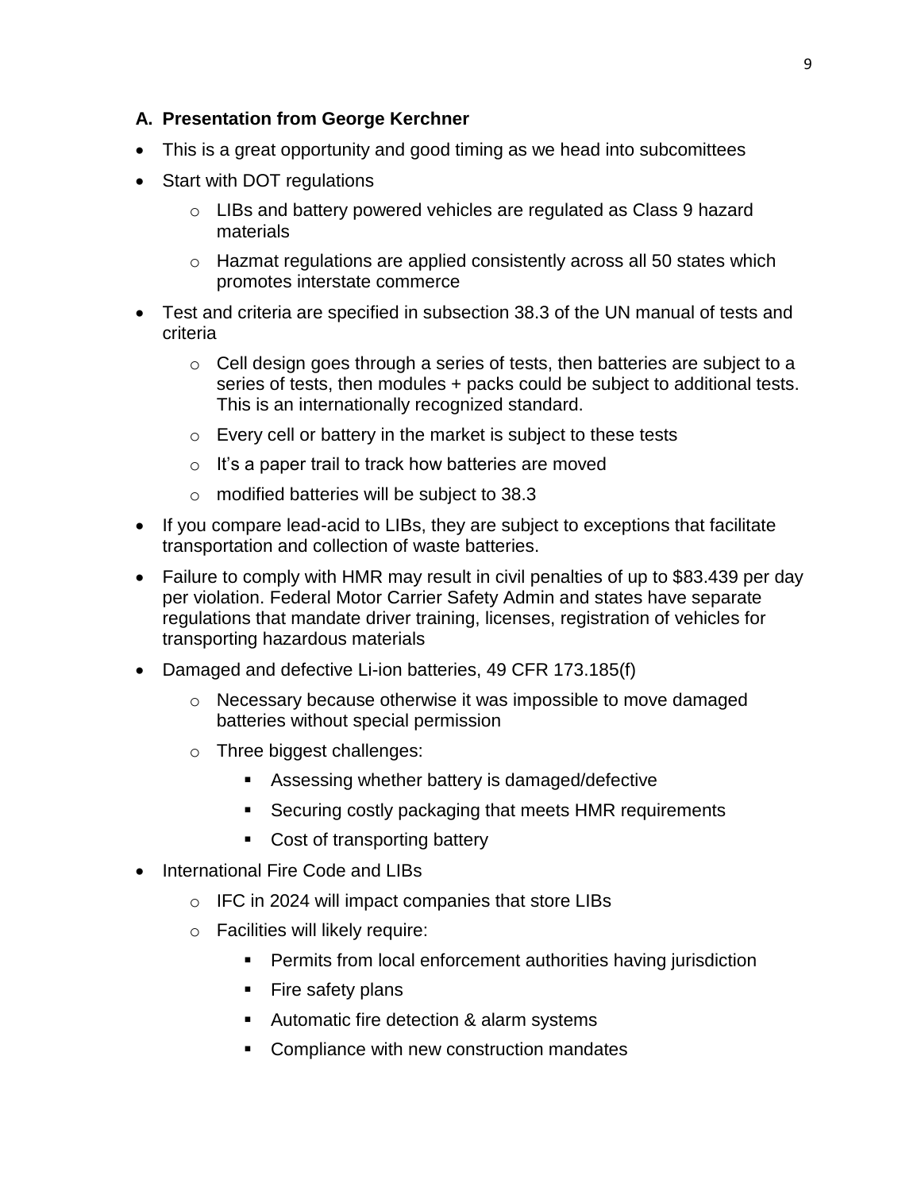### A. Presentation from George Kerchner

- This is a great opportunity and good timing as we head into subcomittees
- Start with DOT regulations
    - LIBs and battery powered vehicles are regulated as Class 9 hazard materials
    - Hazmat regulations are applied consistently across all 50 states which promotes interstate commerce
- Test and criteria are specified in subsection 38.3 of the UN manual of tests and criteria
    - Cell design goes through a series of tests, then batteries are subject to a series of tests, then modules + packs could be subject to additional tests. This is an internationally recognized standard.
    - Every cell or battery in the market is subject to these tests
    - It's a paper trail to track how batteries are moved
    - modified batteries will be subject to 38.3
- If you compare lead-acid to LIBs, they are subject to exceptions that facilitate transportation and collection of waste batteries.
- Failure to comply with HMR may result in civil penalties of up to $83.439 per day per violation. Federal Motor Carrier Safety Admin and states have separate regulations that mandate driver training, licenses, registration of vehicles for transporting hazardous materials
- Damaged and defective Li-ion batteries, 49 CFR 173.185(f)
    - Necessary because otherwise it was impossible to move damaged batteries without special permission
    - Three biggest challenges:
        - Assessing whether battery is damaged/defective
        - Securing costly packaging that meets HMR requirements
        - Cost of transporting battery
- International Fire Code and LIBs
    - IFC in 2024 will impact companies that store LIBs
    - Facilities will likely require:
        - Permits from local enforcement authorities having jurisdiction
        - Fire safety plans
        - Automatic fire detection & alarm systems
        - Compliance with new construction mandates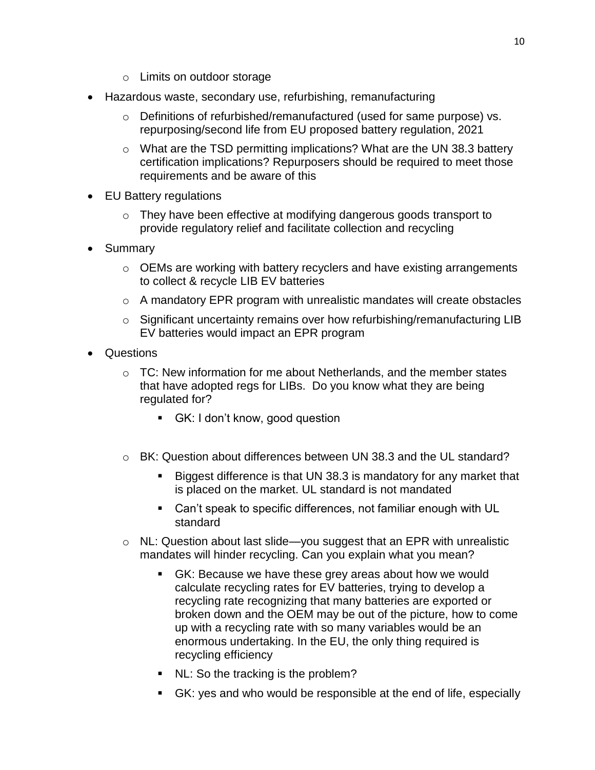- Limits on outdoor storage
- Hazardous waste, secondary use, refurbishing, remanufacturing
  - Definitions of refurbished/remanufactured (used for same purpose) vs. repurposing/second life from EU proposed battery regulation, 2021
  - What are the TSD permitting implications? What are the UN 38.3 battery certification implications? Repurposers should be required to meet those requirements and be aware of this
- EU Battery regulations
  - They have been effective at modifying dangerous goods transport to provide regulatory relief and facilitate collection and recycling
- Summary
  - OEMs are working with battery recyclers and have existing arrangements to collect & recycle LIB EV batteries
  - A mandatory EPR program with unrealistic mandates will create obstacles
  - Significant uncertainty remains over how refurbishing/remanufacturing LIB EV batteries would impact an EPR program
- Questions
  - TC: New information for me about Netherlands, and the member states that have adopted regs for LIBs. Do you know what they are being regulated for?
    - GK: I don't know, good question
  - BK: Question about differences between UN 38.3 and the UL standard?
    - Biggest difference is that UN 38.3 is mandatory for any market that is placed on the market. UL standard is not mandated
    - Can't speak to specific differences, not familiar enough with UL standard
  - NL: Question about last slide—you suggest that an EPR with unrealistic mandates will hinder recycling. Can you explain what you mean?
    - GK: Because we have these grey areas about how we would calculate recycling rates for EV batteries, trying to develop a recycling rate recognizing that many batteries are exported or broken down and the OEM may be out of the picture, how to come up with a recycling rate with so many variables would be an enormous undertaking. In the EU, the only thing required is recycling efficiency
    - NL: So the tracking is the problem?
    - GK: yes and who would be responsible at the end of life, especially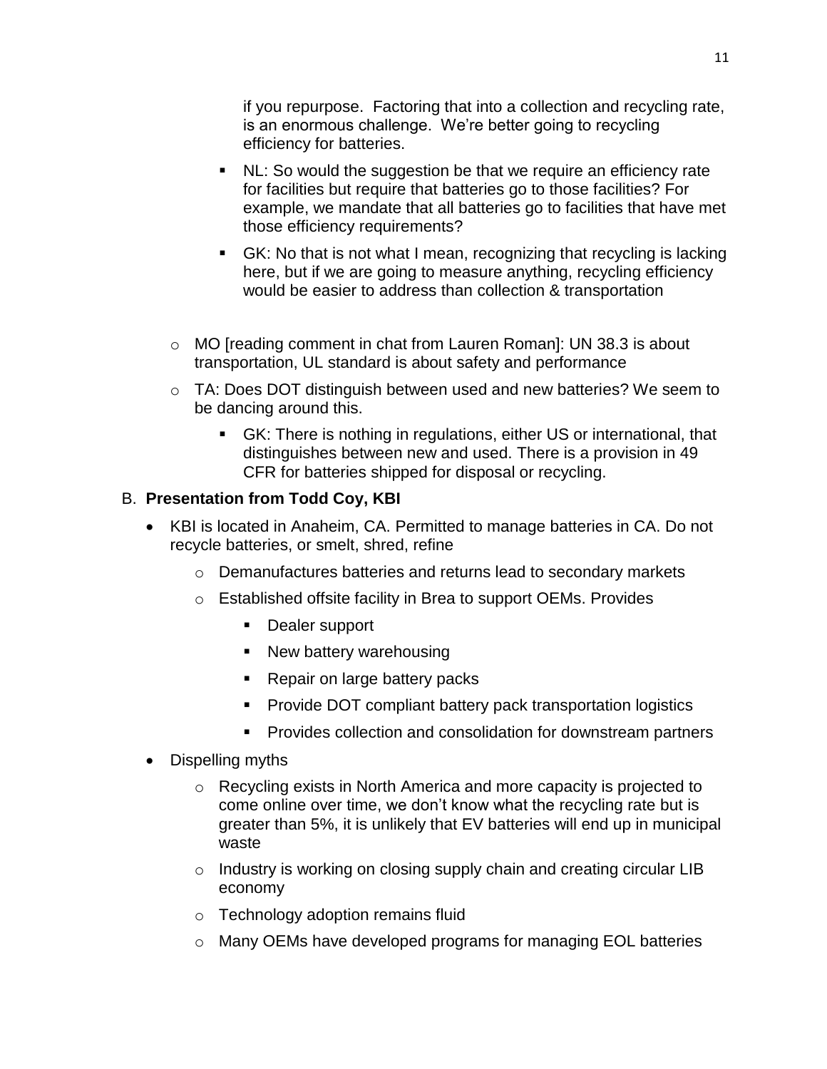if you repurpose. Factoring that into a collection and recycling rate, is an enormous challenge. We're better going to recycling efficiency for batteries.

        - NL: So would the suggestion be that we require an efficiency rate for facilities but require that batteries go to those facilities? For example, we mandate that all batteries go to facilities that have met those efficiency requirements?
        - GK: No that is not what I mean, recognizing that recycling is lacking here, but if we are going to measure anything, recycling efficiency would be easier to address than collection & transportation

    - MO [reading comment in chat from Lauren Roman]: UN 38.3 is about transportation, UL standard is about safety and performance
    - TA: Does DOT distinguish between used and new batteries? We seem to be dancing around this.
        - GK: There is nothing in regulations, either US or international, that distinguishes between new and used. There is a provision in 49 CFR for batteries shipped for disposal or recycling.

B. **Presentation from Todd Coy, KBI**

- KBI is located in Anaheim, CA. Permitted to manage batteries in CA. Do not recycle batteries, or smelt, shred, refine
    - Demanufactures batteries and returns lead to secondary markets
    - Established offsite facility in Brea to support OEMs. Provides
        - Dealer support
        - New battery warehousing
        - Repair on large battery packs
        - Provide DOT compliant battery pack transportation logistics
        - Provides collection and consolidation for downstream partners
- Dispelling myths
    - Recycling exists in North America and more capacity is projected to come online over time, we don't know what the recycling rate but is greater than 5%, it is unlikely that EV batteries will end up in municipal waste
    - Industry is working on closing supply chain and creating circular LIB economy
    - Technology adoption remains fluid
    - Many OEMs have developed programs for managing EOL batteries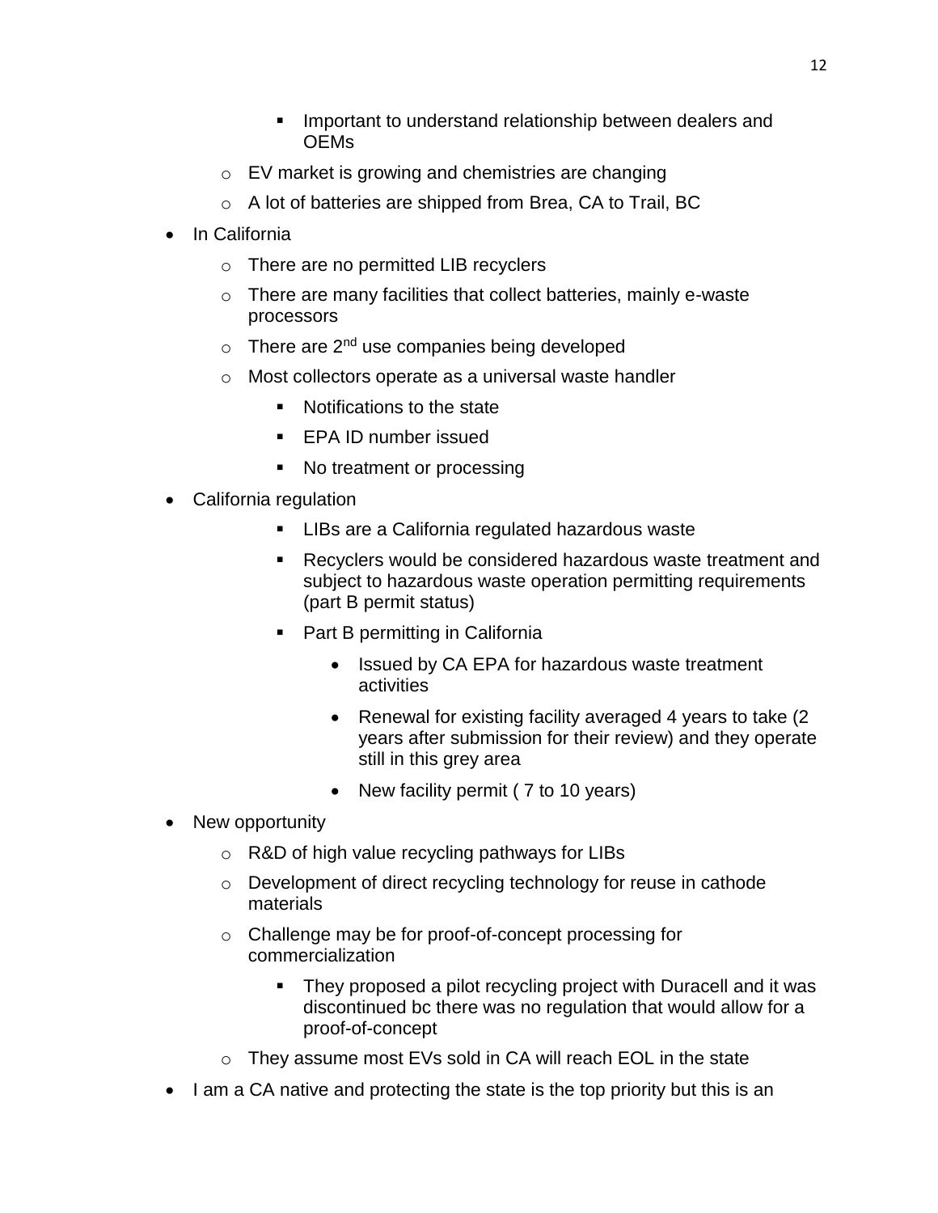- Important to understand relationship between dealers and OEMs
    - EV market is growing and chemistries are changing
    - A lot of batteries are shipped from Brea, CA to Trail, BC
- In California
    - There are no permitted LIB recyclers
    - There are many facilities that collect batteries, mainly e-waste processors
    - There are 2nd use companies being developed
    - Most collectors operate as a universal waste handler
        - Notifications to the state
        - EPA ID number issued
        - No treatment or processing
- California regulation
        - LIBs are a California regulated hazardous waste
        - Recyclers would be considered hazardous waste treatment and subject to hazardous waste operation permitting requirements (part B permit status)
        - Part B permitting in California
            - Issued by CA EPA for hazardous waste treatment activities
            - Renewal for existing facility averaged 4 years to take (2 years after submission for their review) and they operate still in this grey area
            - New facility permit ( 7 to 10 years)
- New opportunity
    - R&D of high value recycling pathways for LIBs
    - Development of direct recycling technology for reuse in cathode materials
    - Challenge may be for proof-of-concept processing for commercialization
        - They proposed a pilot recycling project with Duracell and it was discontinued bc there was no regulation that would allow for a proof-of-concept
    - They assume most EVs sold in CA will reach EOL in the state
- I am a CA native and protecting the state is the top priority but this is an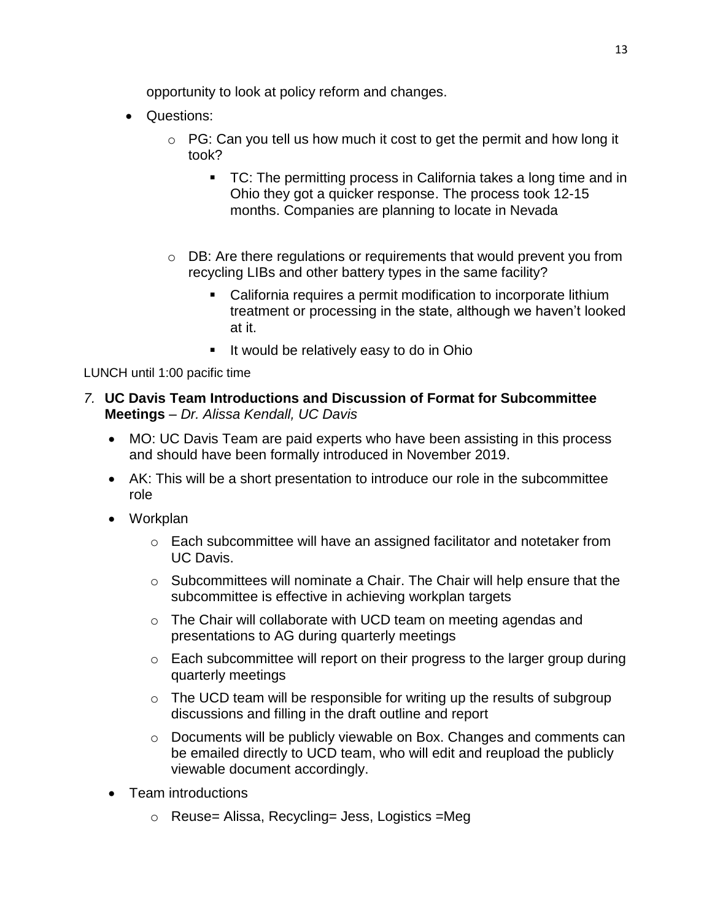opportunity to look at policy reform and changes.

- Questions:
  - PG: Can you tell us how much it cost to get the permit and how long it took?
    - TC: The permitting process in California takes a long time and in Ohio they got a quicker response. The process took 12-15 months. Companies are planning to locate in Nevada
  - DB: Are there regulations or requirements that would prevent you from recycling LIBs and other battery types in the same facility?
    - California requires a permit modification to incorporate lithium treatment or processing in the state, although we haven't looked at it.
    - It would be relatively easy to do in Ohio

LUNCH until 1:00 pacific time

*7.* **UC Davis Team Introductions and Discussion of Format for Subcommittee Meetings** – *Dr. Alissa Kendall, UC Davis*

- MO: UC Davis Team are paid experts who have been assisting in this process and should have been formally introduced in November 2019.
- AK: This will be a short presentation to introduce our role in the subcommittee role
- Workplan
  - Each subcommittee will have an assigned facilitator and notetaker from UC Davis.
  - Subcommittees will nominate a Chair. The Chair will help ensure that the subcommittee is effective in achieving workplan targets
  - The Chair will collaborate with UCD team on meeting agendas and presentations to AG during quarterly meetings
  - Each subcommittee will report on their progress to the larger group during quarterly meetings
  - The UCD team will be responsible for writing up the results of subgroup discussions and filling in the draft outline and report
  - Documents will be publicly viewable on Box. Changes and comments can be emailed directly to UCD team, who will edit and reupload the publicly viewable document accordingly.
- Team introductions
  - Reuse= Alissa, Recycling= Jess, Logistics =Meg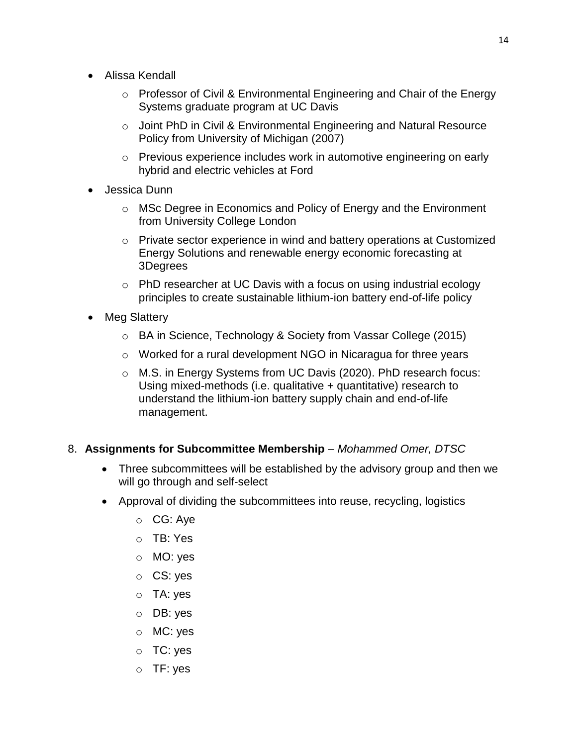- Alissa Kendall
  - Professor of Civil & Environmental Engineering and Chair of the Energy Systems graduate program at UC Davis
  - Joint PhD in Civil & Environmental Engineering and Natural Resource Policy from University of Michigan (2007)
  - Previous experience includes work in automotive engineering on early hybrid and electric vehicles at Ford
- Jessica Dunn
  - MSc Degree in Economics and Policy of Energy and the Environment from University College London
  - Private sector experience in wind and battery operations at Customized Energy Solutions and renewable energy economic forecasting at 3Degrees
  - PhD researcher at UC Davis with a focus on using industrial ecology principles to create sustainable lithium-ion battery end-of-life policy
- Meg Slattery
  - BA in Science, Technology & Society from Vassar College (2015)
  - Worked for a rural development NGO in Nicaragua for three years
  - M.S. in Energy Systems from UC Davis (2020). PhD research focus: Using mixed-methods (i.e. qualitative + quantitative) research to understand the lithium-ion battery supply chain and end-of-life management.

8. **Assignments for Subcommittee Membership** – *Mohammed Omer, DTSC*
   - Three subcommittees will be established by the advisory group and then we will go through and self-select
   - Approval of dividing the subcommittees into reuse, recycling, logistics
     - CG: Aye
     - TB: Yes
     - MO: yes
     - CS: yes
     - TA: yes
     - DB: yes
     - MC: yes
     - TC: yes
     - TF: yes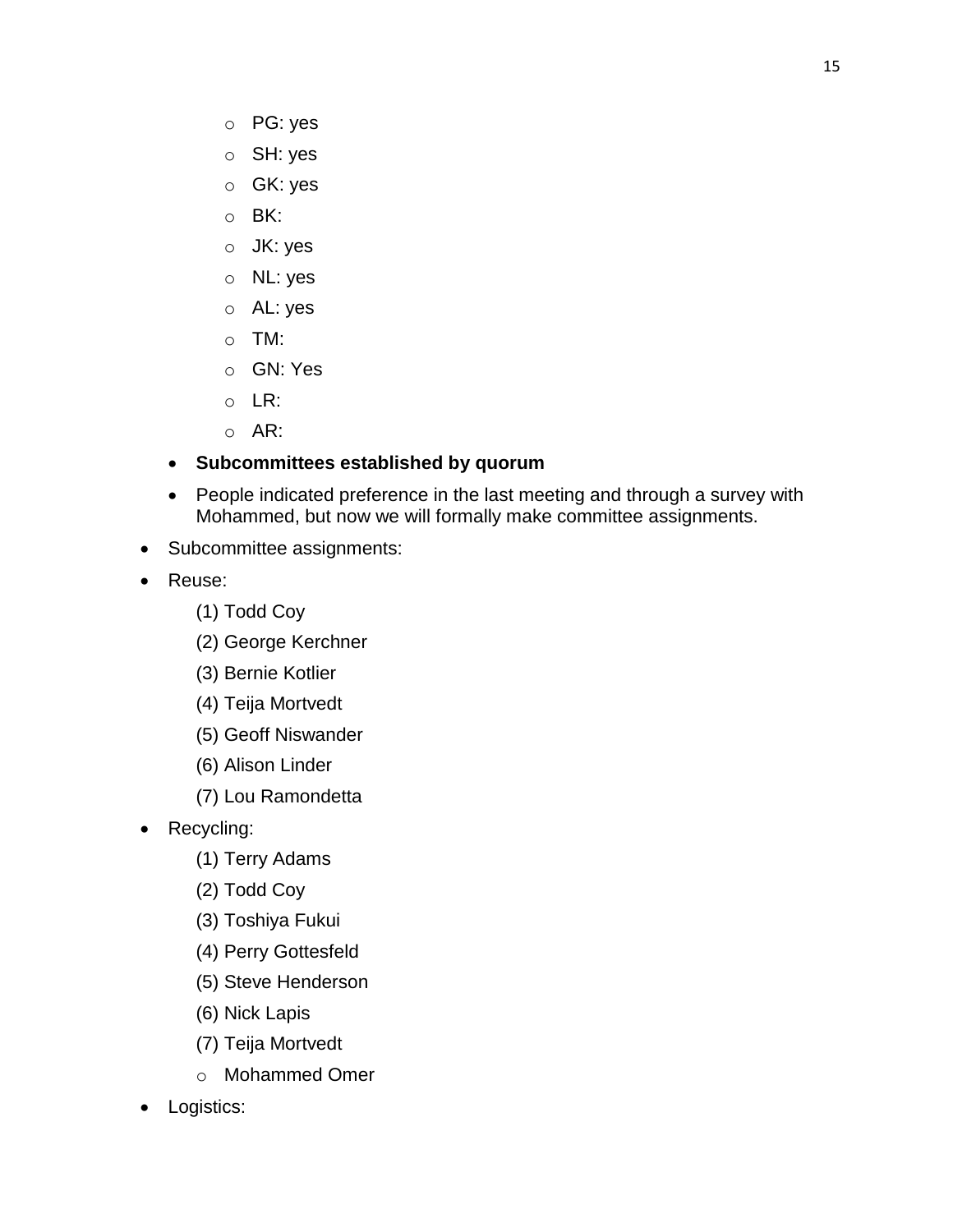- PG: yes
  - SH: yes
  - GK: yes
  - BK:
  - JK: yes
  - NL: yes
  - AL: yes
  - TM:
  - GN: Yes
  - LR:
  - AR:
- **Subcommittees established by quorum**
- People indicated preference in the last meeting and through a survey with Mohammed, but now we will formally make committee assignments.

- Subcommittee assignments:
- Reuse:
  (1) Todd Coy
  (2) George Kerchner
  (3) Bernie Kotlier
  (4) Teija Mortvedt
  (5) Geoff Niswander
  (6) Alison Linder
  (7) Lou Ramondetta
- Recycling:
  (1) Terry Adams
  (2) Todd Coy
  (3) Toshiya Fukui
  (4) Perry Gottesfeld
  (5) Steve Henderson
  (6) Nick Lapis
  (7) Teija Mortvedt
  - Mohammed Omer
- Logistics: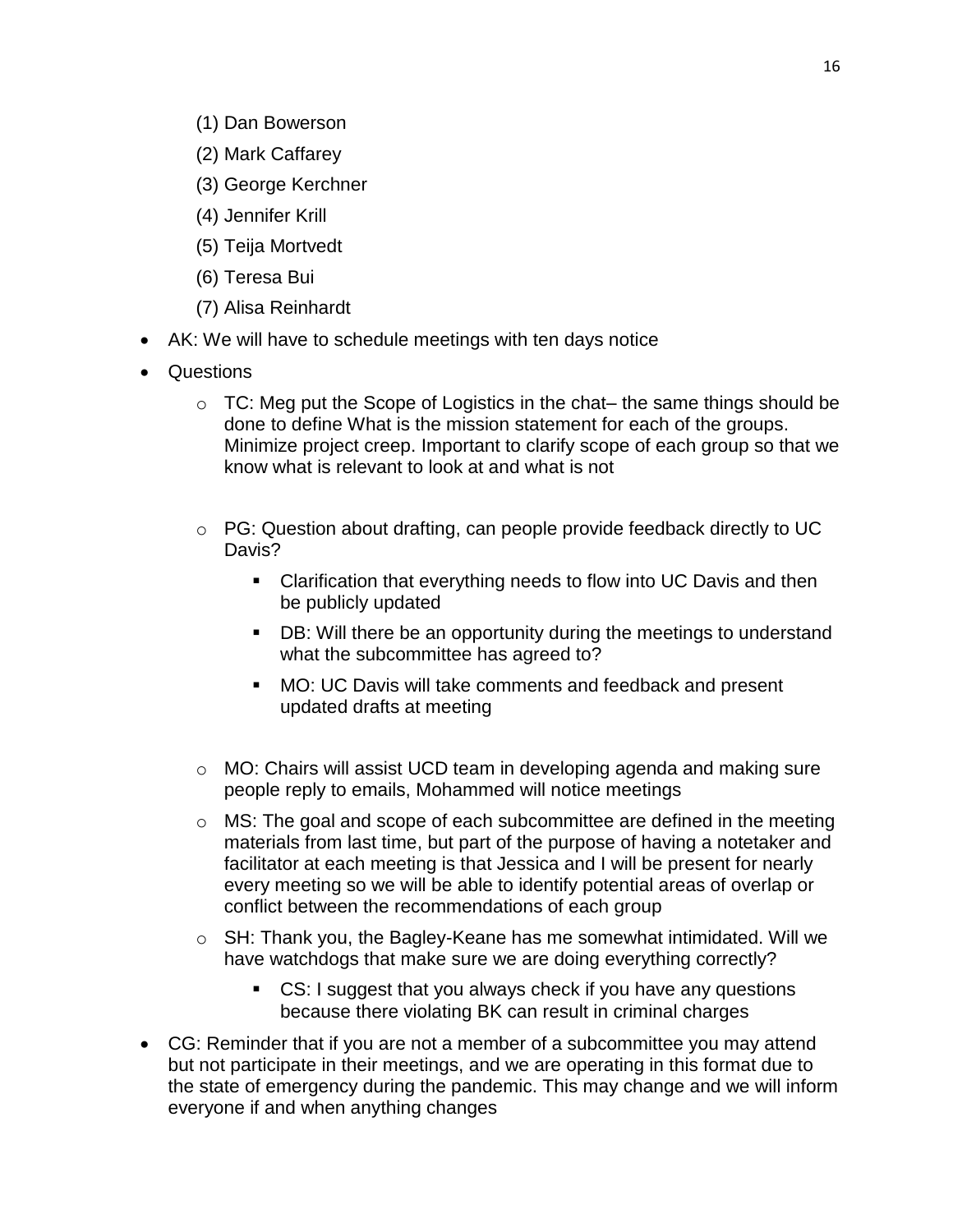(1) Dan Bowerson

(2) Mark Caffarey

(3) George Kerchner

(4) Jennifer Krill

(5) Teija Mortvedt

(6) Teresa Bui

(7) Alisa Reinhardt

- AK: We will have to schedule meetings with ten days notice
- Questions
  - TC: Meg put the Scope of Logistics in the chat– the same things should be done to define What is the mission statement for each of the groups. Minimize project creep. Important to clarify scope of each group so that we know what is relevant to look at and what is not
  - PG: Question about drafting, can people provide feedback directly to UC Davis?
    - Clarification that everything needs to flow into UC Davis and then be publicly updated
    - DB: Will there be an opportunity during the meetings to understand what the subcommittee has agreed to?
    - MO: UC Davis will take comments and feedback and present updated drafts at meeting
  - MO: Chairs will assist UCD team in developing agenda and making sure people reply to emails, Mohammed will notice meetings
  - MS: The goal and scope of each subcommittee are defined in the meeting materials from last time, but part of the purpose of having a notetaker and facilitator at each meeting is that Jessica and I will be present for nearly every meeting so we will be able to identify potential areas of overlap or conflict between the recommendations of each group
  - SH: Thank you, the Bagley-Keane has me somewhat intimidated. Will we have watchdogs that make sure we are doing everything correctly?
    - CS: I suggest that you always check if you have any questions because there violating BK can result in criminal charges
- CG: Reminder that if you are not a member of a subcommittee you may attend but not participate in their meetings, and we are operating in this format due to the state of emergency during the pandemic. This may change and we will inform everyone if and when anything changes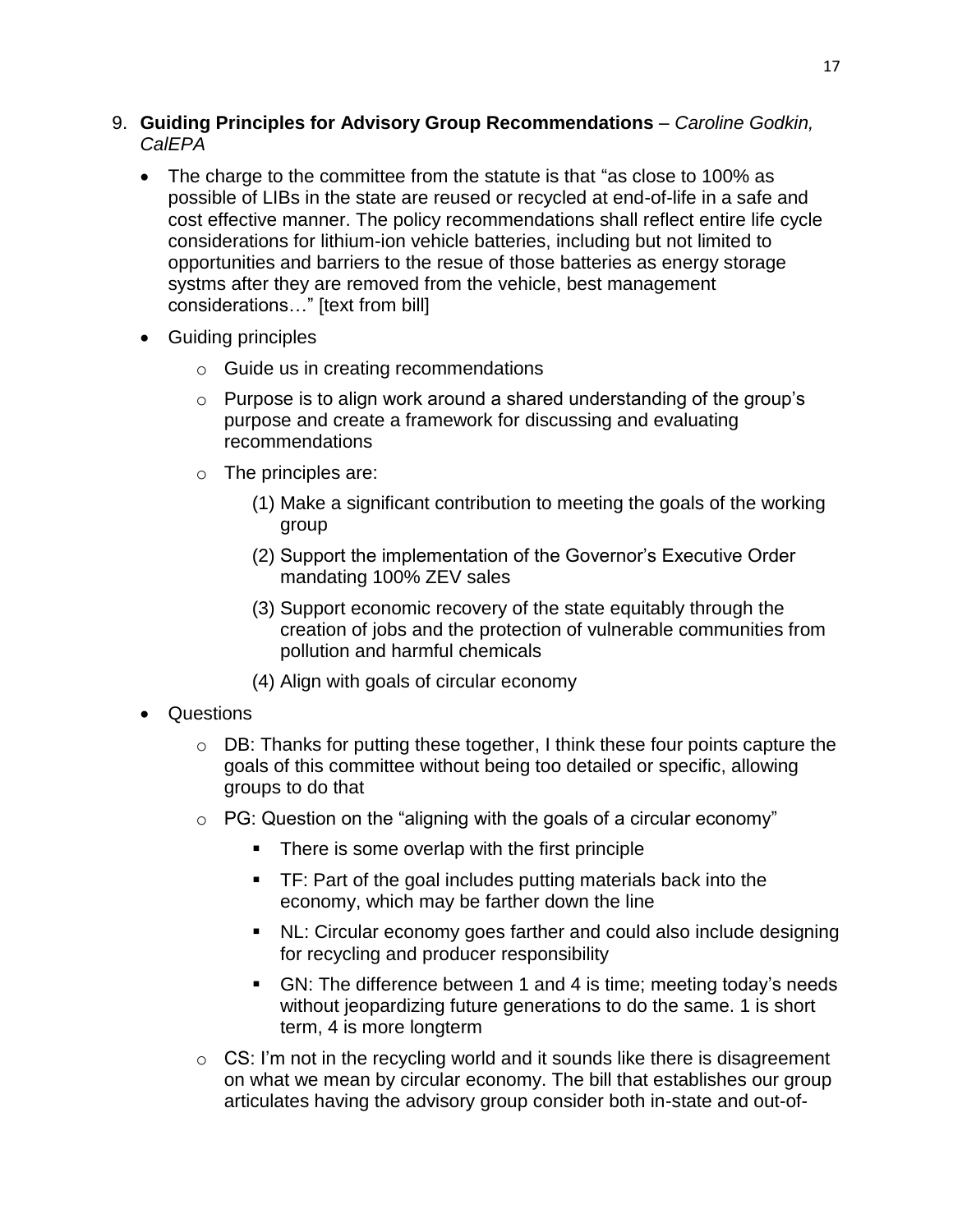9. **Guiding Principles for Advisory Group Recommendations** – *Caroline Godkin, CalEPA*

    - The charge to the committee from the statute is that "as close to 100% as possible of LIBs in the state are reused or recycled at end-of-life in a safe and cost effective manner. The policy recommendations shall reflect entire life cycle considerations for lithium-ion vehicle batteries, including but not limited to opportunities and barriers to the resue of those batteries as energy storage systms after they are removed from the vehicle, best management considerations…" [text from bill]
    - Guiding principles
        - Guide us in creating recommendations
        - Purpose is to align work around a shared understanding of the group's purpose and create a framework for discussing and evaluating recommendations
        - The principles are:
            - (1) Make a significant contribution to meeting the goals of the working group
            - (2) Support the implementation of the Governor's Executive Order mandating 100% ZEV sales
            - (3) Support economic recovery of the state equitably through the creation of jobs and the protection of vulnerable communities from pollution and harmful chemicals
            - (4) Align with goals of circular economy
    - Questions
        - DB: Thanks for putting these together, I think these four points capture the goals of this committee without being too detailed or specific, allowing groups to do that
        - PG: Question on the "aligning with the goals of a circular economy"
            - There is some overlap with the first principle
            - TF: Part of the goal includes putting materials back into the economy, which may be farther down the line
            - NL: Circular economy goes farther and could also include designing for recycling and producer responsibility
            - GN: The difference between 1 and 4 is time; meeting today's needs without jeopardizing future generations to do the same. 1 is short term, 4 is more longterm
        - CS: I'm not in the recycling world and it sounds like there is disagreement on what we mean by circular economy. The bill that establishes our group articulates having the advisory group consider both in-state and out-of-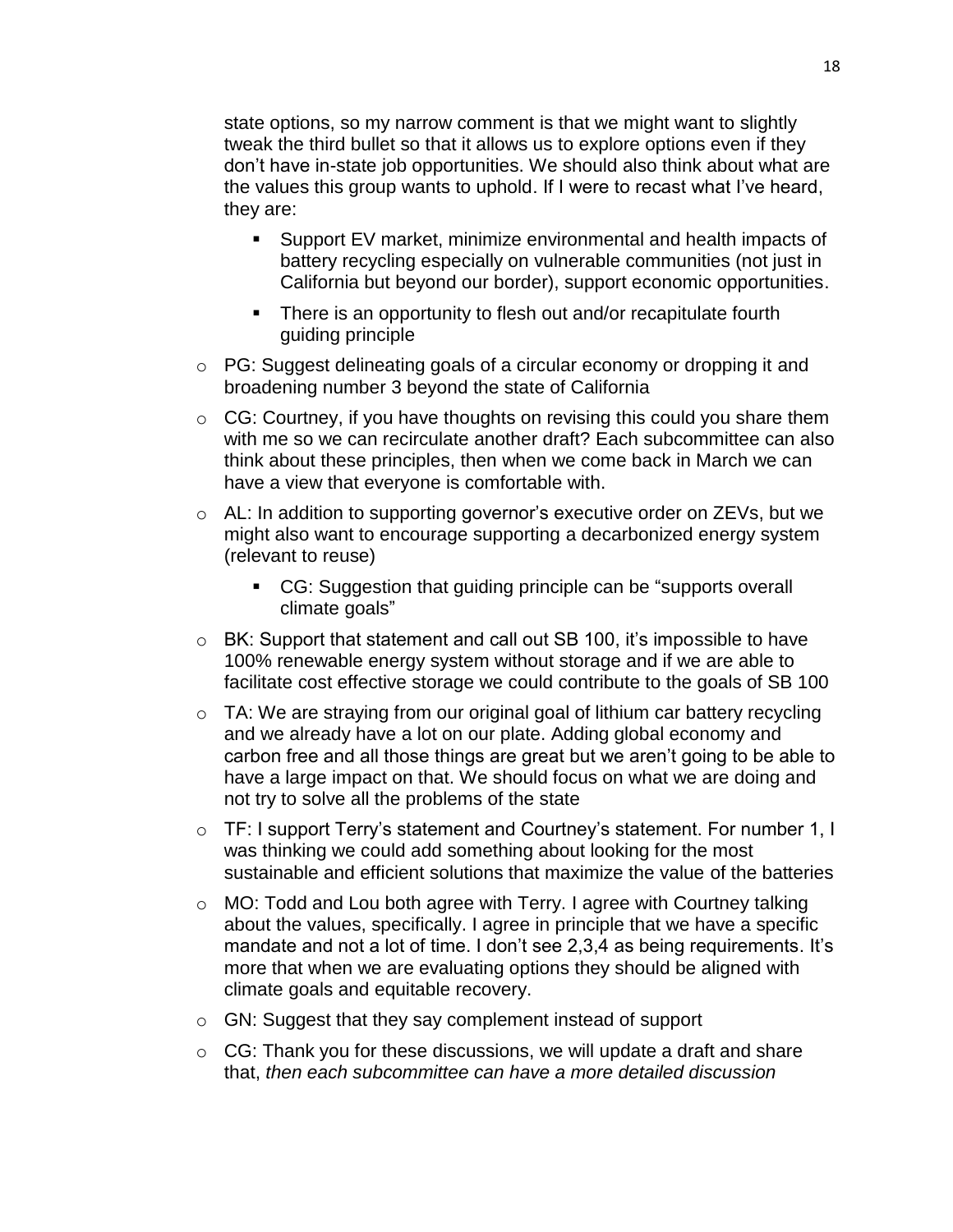state options, so my narrow comment is that we might want to slightly tweak the third bullet so that it allows us to explore options even if they don't have in-state job opportunities. We should also think about what are the values this group wants to uphold. If I were to recast what I've heard, they are:

- Support EV market, minimize environmental and health impacts of battery recycling especially on vulnerable communities (not just in California but beyond our border), support economic opportunities.
- There is an opportunity to flesh out and/or recapitulate fourth guiding principle

- PG: Suggest delineating goals of a circular economy or dropping it and broadening number 3 beyond the state of California
- CG: Courtney, if you have thoughts on revising this could you share them with me so we can recirculate another draft? Each subcommittee can also think about these principles, then when we come back in March we can have a view that everyone is comfortable with.
- AL: In addition to supporting governor's executive order on ZEVs, but we might also want to encourage supporting a decarbonized energy system (relevant to reuse)
  - CG: Suggestion that guiding principle can be "supports overall climate goals"
- BK: Support that statement and call out SB 100, it's impossible to have 100% renewable energy system without storage and if we are able to facilitate cost effective storage we could contribute to the goals of SB 100
- TA: We are straying from our original goal of lithium car battery recycling and we already have a lot on our plate. Adding global economy and carbon free and all those things are great but we aren't going to be able to have a large impact on that. We should focus on what we are doing and not try to solve all the problems of the state
- TF: I support Terry's statement and Courtney's statement. For number 1, I was thinking we could add something about looking for the most sustainable and efficient solutions that maximize the value of the batteries
- MO: Todd and Lou both agree with Terry. I agree with Courtney talking about the values, specifically. I agree in principle that we have a specific mandate and not a lot of time. I don't see 2,3,4 as being requirements. It's more that when we are evaluating options they should be aligned with climate goals and equitable recovery.
- GN: Suggest that they say complement instead of support
- CG: Thank you for these discussions, we will update a draft and share that, *then each subcommittee can have a more detailed discussion*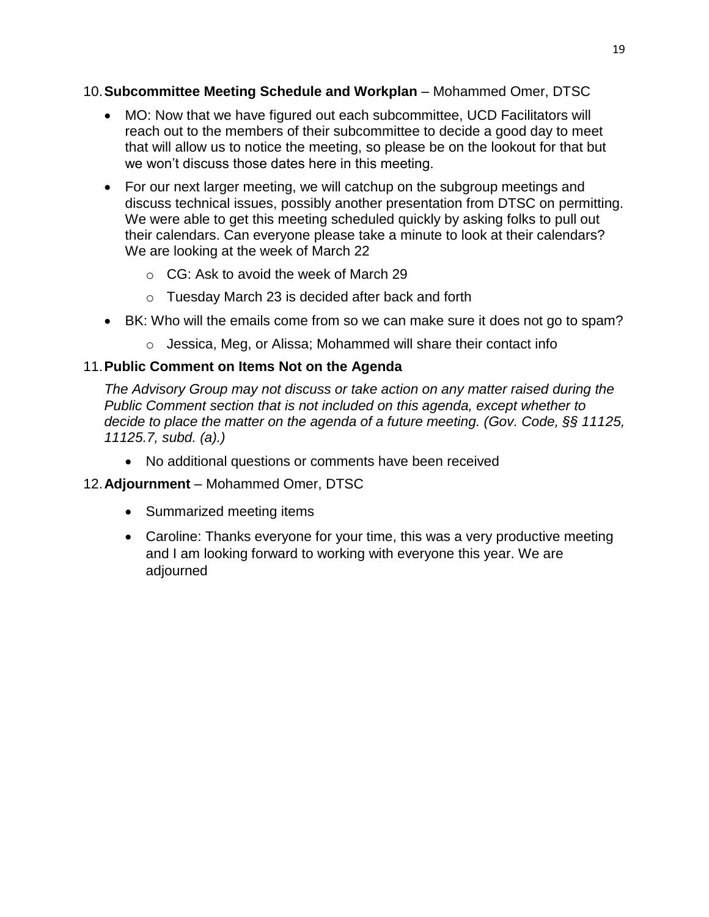10. **Subcommittee Meeting Schedule and Workplan** – Mohammed Omer, DTSC

- MO: Now that we have figured out each subcommittee, UCD Facilitators will reach out to the members of their subcommittee to decide a good day to meet that will allow us to notice the meeting, so please be on the lookout for that but we won't discuss those dates here in this meeting.
- For our next larger meeting, we will catchup on the subgroup meetings and discuss technical issues, possibly another presentation from DTSC on permitting. We were able to get this meeting scheduled quickly by asking folks to pull out their calendars. Can everyone please take a minute to look at their calendars? We are looking at the week of March 22
  - CG: Ask to avoid the week of March 29
  - Tuesday March 23 is decided after back and forth
- BK: Who will the emails come from so we can make sure it does not go to spam?
  - Jessica, Meg, or Alissa; Mohammed will share their contact info

11. **Public Comment on Items Not on the Agenda**

*The Advisory Group may not discuss or take action on any matter raised during the Public Comment section that is not included on this agenda, except whether to decide to place the matter on the agenda of a future meeting. (Gov. Code, §§ 11125, 11125.7, subd. (a).)*

- No additional questions or comments have been received

12. **Adjournment** – Mohammed Omer, DTSC

- Summarized meeting items
- Caroline: Thanks everyone for your time, this was a very productive meeting and I am looking forward to working with everyone this year. We are adjourned